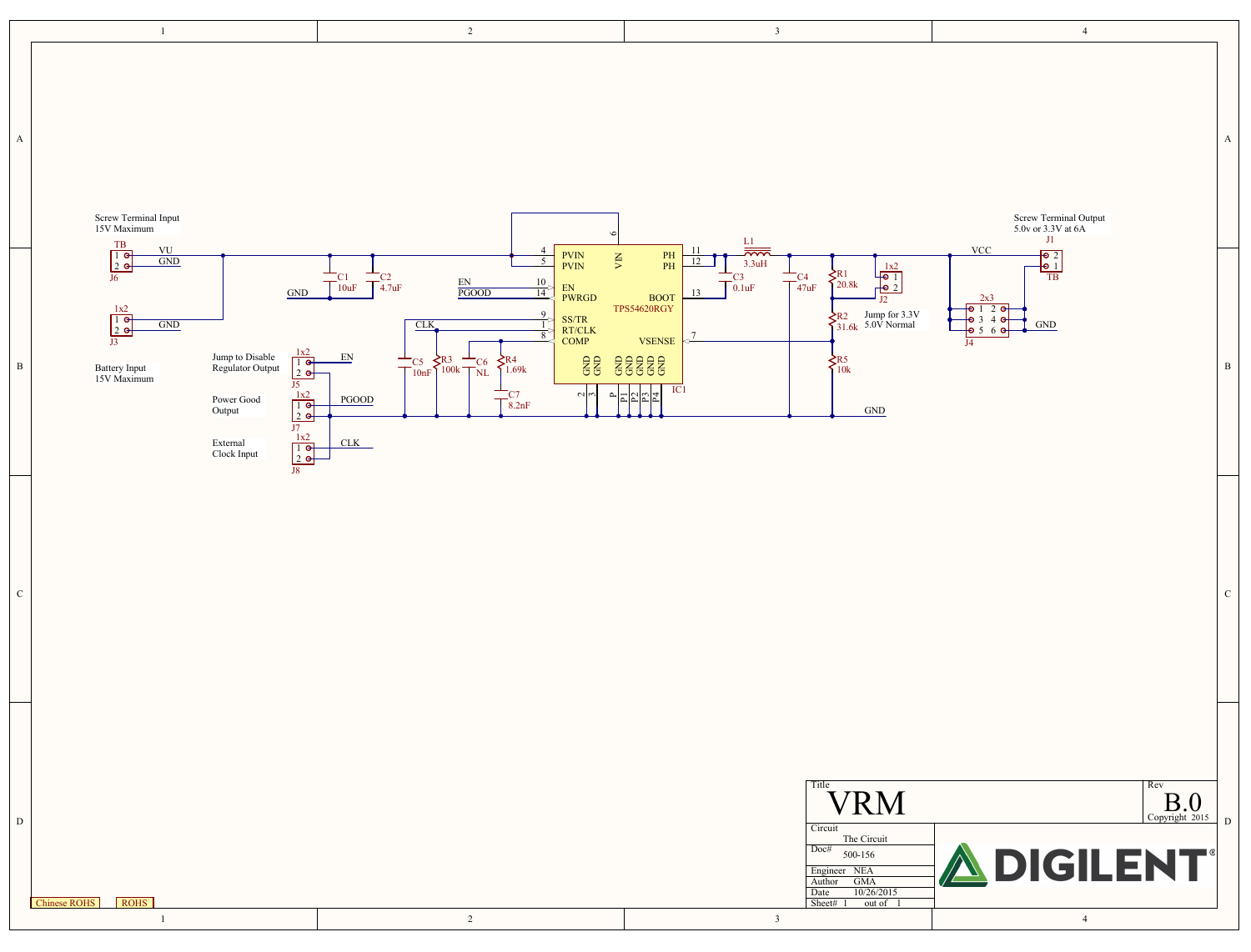Screw Terminal Input
15V Maximum

TB
J6
1 VU
2 GND

1x2
J3
1
2 GND

Battery Input
15V Maximum

Jump to Disable
Regulator Output

1x2
J5
1 EN
2

Power Good
Output

1x2
J7
1 PGOOD
2

External
Clock Input

1x2
J8
1 CLK
2

GND

C1 10uF

C2 4.7uF

EN
PGOOD
CLK

C5 10nF

R3 100k

C6 NL

R4 1.69k

C7 8.2nF

IC1 TPS54620RGY

| Pin | Name | Pin | Name |
|---|---|---|---|
| 4 | PVIN | 11 | PH |
| 5 | PVIN | 12 | PH |
| 6 | VIN | 13 | BOOT |
| 10 | EN | 7 | VSENSE |
| 14 | PWRGD | | |
| 9 | SS/TR | | |
| 1 | RT/CLK | | |
| 8 | COMP | | |
| 2 | GND | | |
| 3 | GND | | |
| P | GND | | |
| P1 | GND | | |
| P2 | GND | | |
| P3 | GND | | |
| P4 | GND | | |

L1 3.3uH

C3 0.1uF

C4 47uF

R1 20.8k

R2 31.6k

R5 10k

1x2
J2
1
2

Jump for 3.3V
5.0V Normal

GND

VCC

Screw Terminal Output
5.0v or 3.3V at 6A

J1
TB
2
1

2x3
J4
1 2
3 4
5 6

GND

| Title | VRM | Rev | B.0 |
|---|---|---|---|
| Circuit | The Circuit | | Copyright 2015 |
| Doc# | 500-156 | | |
| Engineer | NEA | | |
| Author | GMA | | |
| Date | 10/26/2015 | | |
| Sheet# | 1 out of 1 | | |

DIGILENT®

Chinese ROHS ROHS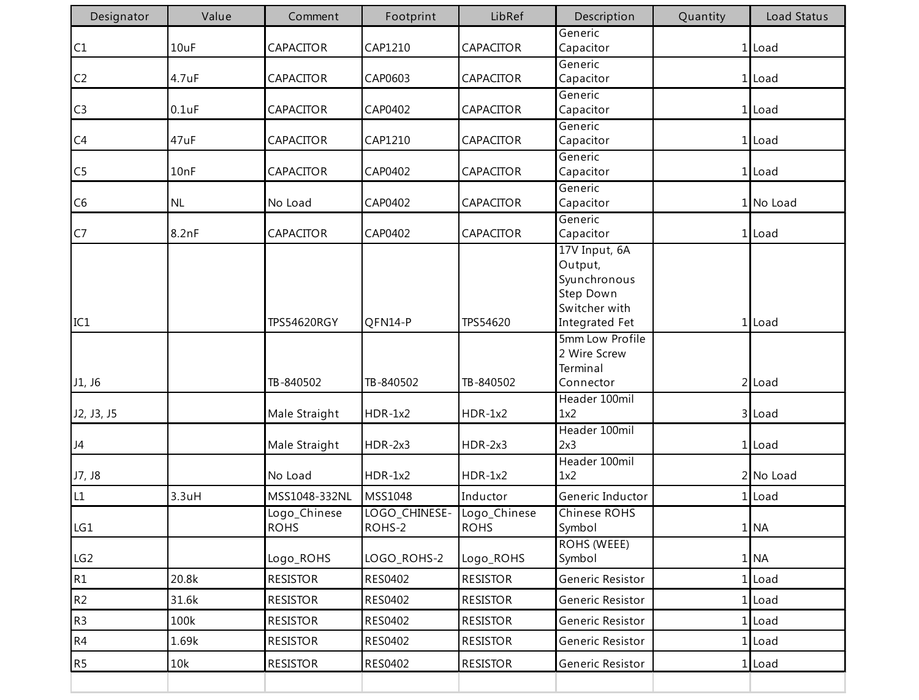| Designator | Value | Comment | Footprint | LibRef | Description | Quantity | Load Status |
|---|---|---|---|---|---|---|---|
| C1 | 10uF | CAPACITOR | CAP1210 | CAPACITOR | Generic Capacitor | 1 | Load |
| C2 | 4.7uF | CAPACITOR | CAP0603 | CAPACITOR | Generic Capacitor | 1 | Load |
| C3 | 0.1uF | CAPACITOR | CAP0402 | CAPACITOR | Generic Capacitor | 1 | Load |
| C4 | 47uF | CAPACITOR | CAP1210 | CAPACITOR | Generic Capacitor | 1 | Load |
| C5 | 10nF | CAPACITOR | CAP0402 | CAPACITOR | Generic Capacitor | 1 | Load |
| C6 | NL | No Load | CAP0402 | CAPACITOR | Generic Capacitor | 1 | No Load |
| C7 | 8.2nF | CAPACITOR | CAP0402 | CAPACITOR | Generic Capacitor | 1 | Load |
| IC1 | | TPS54620RGY | QFN14-P | TPS54620 | 17V Input, 6A Output, Syunchronous Step Down Switcher with Integrated Fet | 1 | Load |
| J1, J6 | | TB-840502 | TB-840502 | TB-840502 | 5mm Low Profile 2 Wire Screw Terminal Connector | 2 | Load |
| J2, J3, J5 | | Male Straight | HDR-1x2 | HDR-1x2 | Header 100mil 1x2 | 3 | Load |
| J4 | | Male Straight | HDR-2x3 | HDR-2x3 | Header 100mil 2x3 | 1 | Load |
| J7, J8 | | No Load | HDR-1x2 | HDR-1x2 | Header 100mil 1x2 | 2 | No Load |
| L1 | 3.3uH | MSS1048-332NL | MSS1048 | Inductor | Generic Inductor | 1 | Load |
| LG1 | | Logo_Chinese ROHS | LOGO_CHINESE-ROHS-2 | Logo_Chinese ROHS | Chinese ROHS Symbol | 1 | NA |
| LG2 | | Logo_ROHS | LOGO_ROHS-2 | Logo_ROHS | ROHS (WEEE) Symbol | 1 | NA |
| R1 | 20.8k | RESISTOR | RES0402 | RESISTOR | Generic Resistor | 1 | Load |
| R2 | 31.6k | RESISTOR | RES0402 | RESISTOR | Generic Resistor | 1 | Load |
| R3 | 100k | RESISTOR | RES0402 | RESISTOR | Generic Resistor | 1 | Load |
| R4 | 1.69k | RESISTOR | RES0402 | RESISTOR | Generic Resistor | 1 | Load |
| R5 | 10k | RESISTOR | RES0402 | RESISTOR | Generic Resistor | 1 | Load |